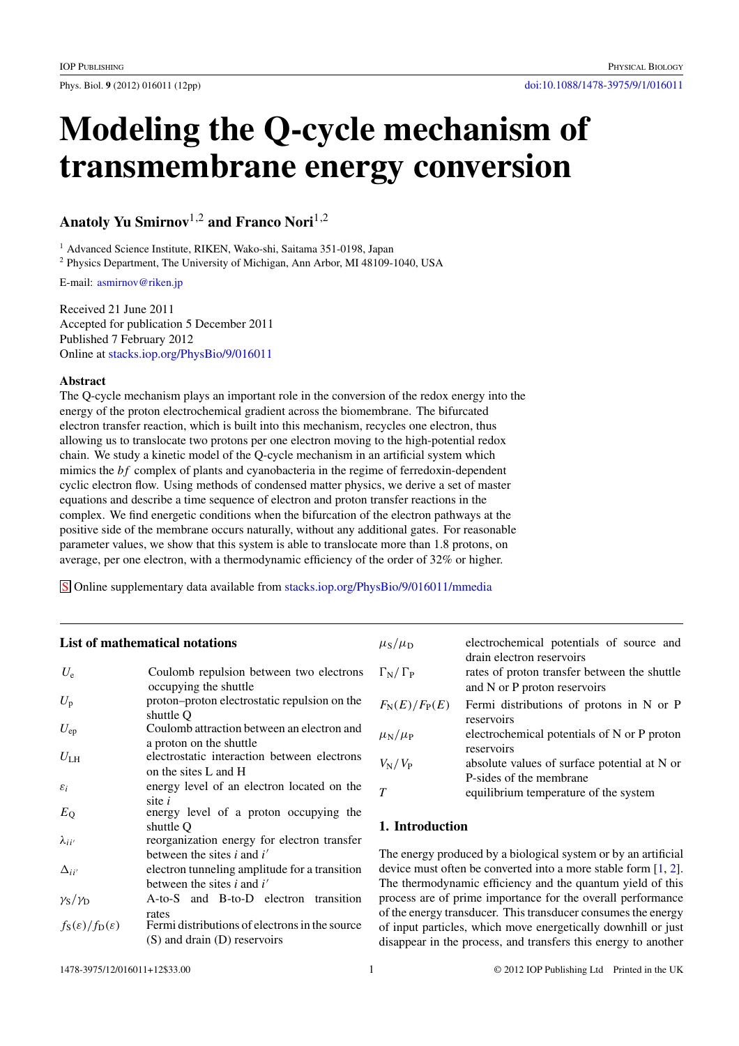# Modeling the Q-cycle mechanism of transmembrane energy conversion

**Anatoly Yu Smirnov**[1,2] **and Franco Nori**[1,2]

[1] Advanced Science Institute, RIKEN, Wako-shi, Saitama 351-0198, Japan

[2] Physics Department, The University of Michigan, Ann Arbor, MI 48109-1040, USA

E-mail: asmirnov@riken.jp

Received 21 June 2011
Accepted for publication 5 December 2011
Published 7 February 2012
Online at stacks.iop.org/PhysBio/9/016011

### Abstract

The Q-cycle mechanism plays an important role in the conversion of the redox energy into the energy of the proton electrochemical gradient across the biomembrane. The bifurcated electron transfer reaction, which is built into this mechanism, recycles one electron, thus allowing us to translocate two protons per one electron moving to the high-potential redox chain. We study a kinetic model of the Q-cycle mechanism in an artificial system which mimics the *bf* complex of plants and cyanobacteria in the regime of ferredoxin-dependent cyclic electron flow. Using methods of condensed matter physics, we derive a set of master equations and describe a time sequence of electron and proton transfer reactions in the complex. We find energetic conditions when the bifurcation of the electron pathways at the positive side of the membrane occurs naturally, without any additional gates. For reasonable parameter values, we show that this system is able to translocate more than 1.8 protons, on average, per one electron, with a thermodynamic efficiency of the order of 32% or higher.

S Online supplementary data available from stacks.iop.org/PhysBio/9/016011/mmedia

### List of mathematical notations

| | |
|---|---|
| $U_e$ | Coulomb repulsion between two electrons occupying the shuttle |
| $U_p$ | proton–proton electrostatic repulsion on the shuttle Q |
| $U_{ep}$ | Coulomb attraction between an electron and a proton on the shuttle |
| $U_{LH}$ | electrostatic interaction between electrons on the sites L and H |
| $\varepsilon_i$ | energy level of an electron located on the site $i$ |
| $E_Q$ | energy level of a proton occupying the shuttle Q |
| $\lambda_{ii'}$ | reorganization energy for electron transfer between the sites $i$ and $i'$ |
| $\Delta_{ii'}$ | electron tunneling amplitude for a transition between the sites $i$ and $i'$ |
| $\gamma_S/\gamma_D$ | A-to-S and B-to-D electron transition rates |
| $f_S(\varepsilon)/f_D(\varepsilon)$ | Fermi distributions of electrons in the source (S) and drain (D) reservoirs |
| $\mu_S/\mu_D$ | electrochemical potentials of source and drain electron reservoirs |
| $\Gamma_N/\Gamma_P$ | rates of proton transfer between the shuttle and N or P proton reservoirs |
| $F_N(E)/F_P(E)$ | Fermi distributions of protons in N or P reservoirs |
| $\mu_N/\mu_P$ | electrochemical potentials of N or P proton reservoirs |
| $V_N/V_P$ | absolute values of surface potential at N or P-sides of the membrane |
| $T$ | equilibrium temperature of the system |

## 1. Introduction

The energy produced by a biological system or by an artificial device must often be converted into a more stable form [1, 2]. The thermodynamic efficiency and the quantum yield of this process are of prime importance for the overall performance of the energy transducer. This transducer consumes the energy of input particles, which move energetically downhill or just disappear in the process, and transfers this energy to another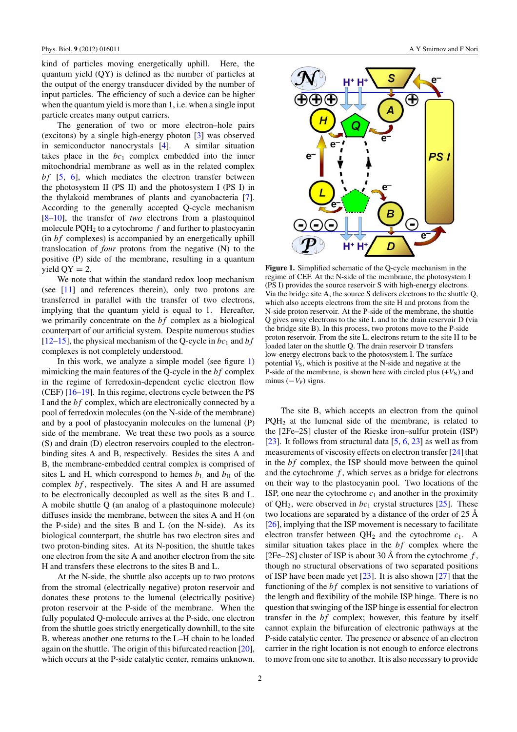kind of particles moving energetically uphill. Here, the quantum yield (QY) is defined as the number of particles at the output of the energy transducer divided by the number of input particles. The efficiency of such a device can be higher when the quantum yield is more than 1, i.e. when a single input particle creates many output carriers.

The generation of two or more electron–hole pairs (excitons) by a single high-energy photon [3] was observed in semiconductor nanocrystals [4]. A similar situation takes place in the $bc_1$ complex embedded into the inner mitochondrial membrane as well as in the related complex *bf* [5, 6], which mediates the electron transfer between the photosystem II (PS II) and the photosystem I (PS I) in the thylakoid membranes of plants and cyanobacteria [7]. According to the generally accepted Q-cycle mechanism [8–10], the transfer of *two* electrons from a plastoquinol molecule $PQH_2$ to a cytochrome $f$ and further to plastocyanin (in *bf* complexes) is accompanied by an energetically uphill translocation of *four* protons from the negative (N) to the positive (P) side of the membrane, resulting in a quantum yield QY = 2.

We note that within the standard redox loop mechanism (see [11] and references therein), only two protons are transferred in parallel with the transfer of two electrons, implying that the quantum yield is equal to 1. Hereafter, we primarily concentrate on the *bf* complex as a biological counterpart of our artificial system. Despite numerous studies [12–15], the physical mechanism of the Q-cycle in $bc_1$ and *bf* complexes is not completely understood.

In this work, we analyze a simple model (see figure 1) mimicking the main features of the Q-cycle in the *bf* complex in the regime of ferredoxin-dependent cyclic electron flow (CEF) [16–19]. In this regime, electrons cycle between the PS I and the *bf* complex, which are electronically connected by a pool of ferredoxin molecules (on the N-side of the membrane) and by a pool of plastocyanin molecules on the lumenal (P) side of the membrane. We treat these two pools as a source (S) and drain (D) electron reservoirs coupled to the electron-binding sites A and B, respectively. Besides the sites A and B, the membrane-embedded central complex is comprised of sites L and H, which correspond to hemes $b_L$ and $b_H$ of the complex *bf*, respectively. The sites A and H are assumed to be electronically decoupled as well as the sites B and L. A mobile shuttle Q (an analog of a plastoquinone molecule) diffuses inside the membrane, between the sites A and H (on the P-side) and the sites B and L (on the N-side). As its biological counterpart, the shuttle has two electron sites and two proton-binding sites. At its N-position, the shuttle takes one electron from the site A and another electron from the site H and transfers these electrons to the sites B and L.

At the N-side, the shuttle also accepts up to two protons from the stromal (electrically negative) proton reservoir and donates these protons to the lumenal (electrically positive) proton reservoir at the P-side of the membrane. When the fully populated Q-molecule arrives at the P-side, one electron from the shuttle goes strictly energetically downhill, to the site B, whereas another one returns to the L–H chain to be loaded again on the shuttle. The origin of this bifurcated reaction [20], which occurs at the P-side catalytic center, remains unknown.

**Figure 1.** Simplified schematic of the Q-cycle mechanism in the regime of CEF. At the N-side of the membrane, the photosystem I (PS I) provides the source reservoir S with high-energy electrons. Via the bridge site A, the source S delivers electrons to the shuttle Q, which also accepts electrons from the site H and protons from the N-side proton reservoir. At the P-side of the membrane, the shuttle Q gives away electrons to the site L and to the drain reservoir D (via the bridge site B). In this process, two protons move to the P-side proton reservoir. From the site L, electrons return to the site H to be loaded later on the shuttle Q. The drain reservoir D transfers low-energy electrons back to the photosystem I. The surface potential $V_S$, which is positive at the N-side and negative at the P-side of the membrane, is shown here with circled plus ($+V_N$) and minus ($-V_P$) signs.

The site B, which accepts an electron from the quinol $PQH_2$ at the lumenal side of the membrane, is related to the [2Fe–2S] cluster of the Rieske iron–sulfur protein (ISP) [23]. It follows from structural data [5, 6, 23] as well as from measurements of viscosity effects on electron transfer [24] that in the *bf* complex, the ISP should move between the quinol and the cytochrome $f$, which serves as a bridge for electrons on their way to the plastocyanin pool. Two locations of the ISP, one near the cytochrome $c_1$ and another in the proximity of $QH_2$, were observed in $bc_1$ crystal structures [25]. These two locations are separated by a distance of the order of 25 Å [26], implying that the ISP movement is necessary to facilitate electron transfer between $QH_2$ and the cytochrome $c_1$. A similar situation takes place in the *bf* complex where the [2Fe–2S] cluster of ISP is about 30 Å from the cytochrome $f$, though no structural observations of two separated positions of ISP have been made yet [23]. It is also shown [27] that the functioning of the *bf* complex is not sensitive to variations of the length and flexibility of the mobile ISP hinge. There is no question that swinging of the ISP hinge is essential for electron transfer in the *bf* complex; however, this feature by itself cannot explain the bifurcation of electronic pathways at the P-side catalytic center. The presence or absence of an electron carrier in the right location is not enough to enforce electrons to move from one site to another. It is also necessary to provide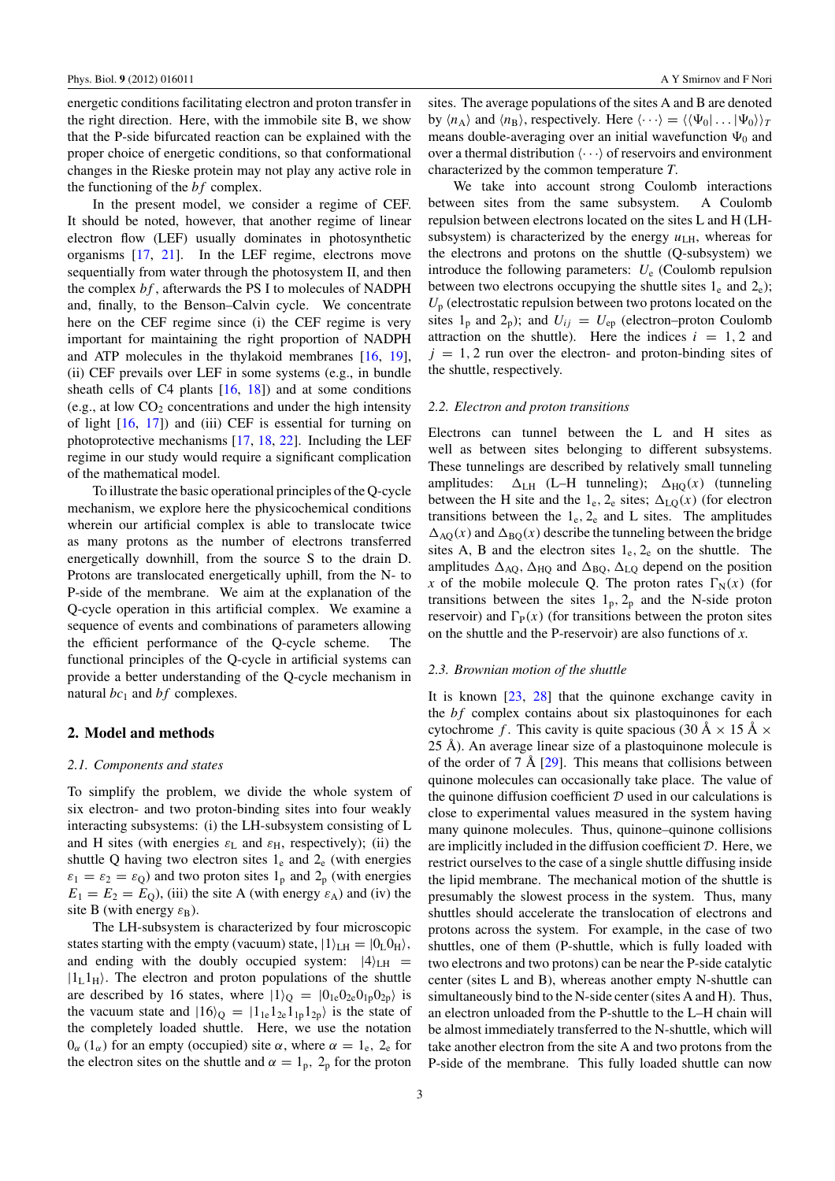energetic conditions facilitating electron and proton transfer in the right direction. Here, with the immobile site B, we show that the P-side bifurcated reaction can be explained with the proper choice of energetic conditions, so that conformational changes in the Rieske protein may not play any active role in the functioning of the *bf* complex.

In the present model, we consider a regime of CEF. It should be noted, however, that another regime of linear electron flow (LEF) usually dominates in photosynthetic organisms [17, 21]. In the LEF regime, electrons move sequentially from water through the photosystem II, and then the complex *bf*, afterwards the PS I to molecules of NADPH and, finally, to the Benson–Calvin cycle. We concentrate here on the CEF regime since (i) the CEF regime is very important for maintaining the right proportion of NADPH and ATP molecules in the thylakoid membranes [16, 19], (ii) CEF prevails over LEF in some systems (e.g., in bundle sheath cells of C4 plants [16, 18]) and at some conditions (e.g., at low $CO_2$ concentrations and under the high intensity of light [16, 17]) and (iii) CEF is essential for turning on photoprotective mechanisms [17, 18, 22]. Including the LEF regime in our study would require a significant complication of the mathematical model.

To illustrate the basic operational principles of the Q-cycle mechanism, we explore here the physicochemical conditions wherein our artificial complex is able to translocate twice as many protons as the number of electrons transferred energetically downhill, from the source S to the drain D. Protons are translocated energetically uphill, from the N- to P-side of the membrane. We aim at the explanation of the Q-cycle operation in this artificial complex. We examine a sequence of events and combinations of parameters allowing the efficient performance of the Q-cycle scheme. The functional principles of the Q-cycle in artificial systems can provide a better understanding of the Q-cycle mechanism in natural $bc_1$ and *bf* complexes.

## 2. Model and methods

### 2.1. Components and states

To simplify the problem, we divide the whole system of six electron- and two proton-binding sites into four weakly interacting subsystems: (i) the LH-subsystem consisting of L and H sites (with energies $\varepsilon_L$ and $\varepsilon_H$, respectively); (ii) the shuttle Q having two electron sites $1_e$ and $2_e$ (with energies $\varepsilon_1 = \varepsilon_2 = \varepsilon_Q$) and two proton sites $1_p$ and $2_p$ (with energies $E_1 = E_2 = E_Q$), (iii) the site A (with energy $\varepsilon_A$) and (iv) the site B (with energy $\varepsilon_B$).

The LH-subsystem is characterized by four microscopic states starting with the empty (vacuum) state, $|1\rangle_{LH} = |0_L 0_H\rangle$, and ending with the doubly occupied system: $|4\rangle_{LH} = |1_L 1_H\rangle$. The electron and proton populations of the shuttle are described by 16 states, where $|1\rangle_Q = |0_{1e} 0_{2e} 0_{1p} 0_{2p}\rangle$ is the vacuum state and $|16\rangle_Q = |1_{1e} 1_{2e} 1_{1p} 1_{2p}\rangle$ is the state of the completely loaded shuttle. Here, we use the notation $0_\alpha$ $(1_\alpha)$ for an empty (occupied) site $\alpha$, where $\alpha = 1_e$, $2_e$ for the electron sites on the shuttle and $\alpha = 1_p$, $2_p$ for the proton sites. The average populations of the sites A and B are denoted by $\langle n_A \rangle$ and $\langle n_B \rangle$, respectively. Here $\langle \cdots \rangle = \langle \langle \Psi_0 | \ldots | \Psi_0 \rangle \rangle_T$ means double-averaging over an initial wavefunction $\Psi_0$ and over a thermal distribution $\langle \cdots \rangle$ of reservoirs and environment characterized by the common temperature $T$.

We take into account strong Coulomb interactions between sites from the same subsystem. A Coulomb repulsion between electrons located on the sites L and H (LH-subsystem) is characterized by the energy $u_{LH}$, whereas for the electrons and protons on the shuttle (Q-subsystem) we introduce the following parameters: $U_e$ (Coulomb repulsion between two electrons occupying the shuttle sites $1_e$ and $2_e$); $U_p$ (electrostatic repulsion between two protons located on the sites $1_p$ and $2_p$); and $U_{ij} = U_{ep}$ (electron–proton Coulomb attraction on the shuttle). Here the indices $i = 1, 2$ and $j = 1, 2$ run over the electron- and proton-binding sites of the shuttle, respectively.

### 2.2. Electron and proton transitions

Electrons can tunnel between the L and H sites as well as between sites belonging to different subsystems. These tunnelings are described by relatively small tunneling amplitudes: $\Delta_{LH}$ (L–H tunneling); $\Delta_{HQ}(x)$ (tunneling between the H site and the $1_e$, $2_e$ sites; $\Delta_{LQ}(x)$ (for electron transitions between the $1_e$, $2_e$ and L sites. The amplitudes $\Delta_{AQ}(x)$ and $\Delta_{BQ}(x)$ describe the tunneling between the bridge sites A, B and the electron sites $1_e$, $2_e$ on the shuttle. The amplitudes $\Delta_{AQ}$, $\Delta_{HQ}$ and $\Delta_{BQ}$, $\Delta_{LQ}$ depend on the position $x$ of the mobile molecule Q. The proton rates $\Gamma_N(x)$ (for transitions between the sites $1_p$, $2_p$ and the N-side proton reservoir) and $\Gamma_P(x)$ (for transitions between the proton sites on the shuttle and the P-reservoir) are also functions of $x$.

### 2.3. Brownian motion of the shuttle

It is known [23, 28] that the quinone exchange cavity in the *bf* complex contains about six plastoquinones for each cytochrome *f*. This cavity is quite spacious (30 Å × 15 Å × 25 Å). An average linear size of a plastoquinone molecule is of the order of 7 Å [29]. This means that collisions between quinone molecules can occasionally take place. The value of the quinone diffusion coefficient $\mathcal{D}$ used in our calculations is close to experimental values measured in the system having many quinone molecules. Thus, quinone–quinone collisions are implicitly included in the diffusion coefficient $\mathcal{D}$. Here, we restrict ourselves to the case of a single shuttle diffusing inside the lipid membrane. The mechanical motion of the shuttle is presumably the slowest process in the system. Thus, many shuttles should accelerate the translocation of electrons and protons across the system. For example, in the case of two shuttles, one of them (P-shuttle, which is fully loaded with two electrons and two protons) can be near the P-side catalytic center (sites L and B), whereas another empty N-shuttle can simultaneously bind to the N-side center (sites A and H). Thus, an electron unloaded from the P-shuttle to the L–H chain will be almost immediately transferred to the N-shuttle, which will take another electron from the site A and two protons from the P-side of the membrane. This fully loaded shuttle can now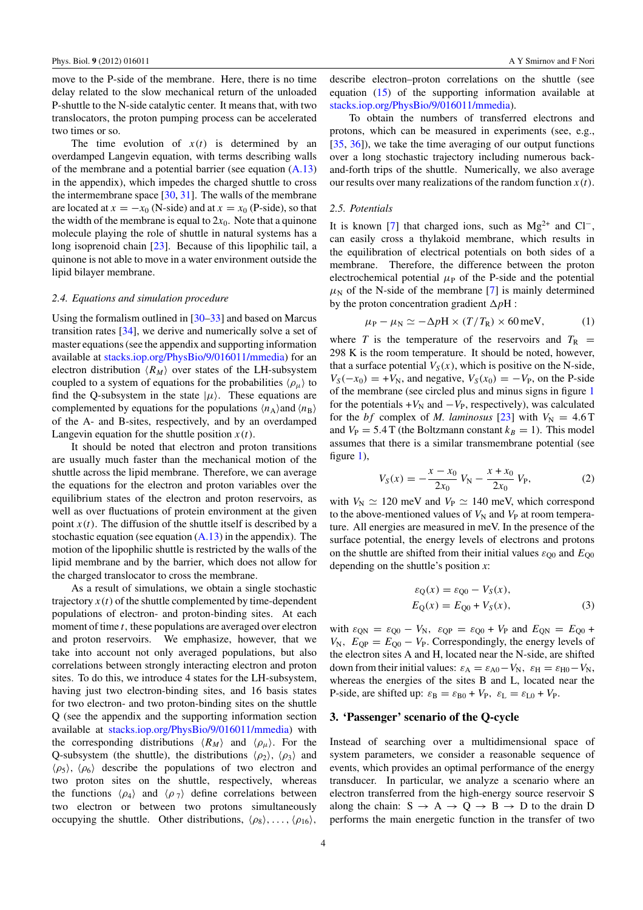move to the P-side of the membrane. Here, there is no time delay related to the slow mechanical return of the unloaded P-shuttle to the N-side catalytic center. It means that, with two translocators, the proton pumping process can be accelerated two times or so.

The time evolution of $x(t)$ is determined by an overdamped Langevin equation, with terms describing walls of the membrane and a potential barrier (see equation (A.13) in the appendix), which impedes the charged shuttle to cross the intermembrane space [30, 31]. The walls of the membrane are located at $x = -x_0$ (N-side) and at $x = x_0$ (P-side), so that the width of the membrane is equal to $2x_0$. Note that a quinone molecule playing the role of shuttle in natural systems has a long isoprenoid chain [23]. Because of this lipophilic tail, a quinone is not able to move in a water environment outside the lipid bilayer membrane.

### 2.4. Equations and simulation procedure

Using the formalism outlined in [30–33] and based on Marcus transition rates [34], we derive and numerically solve a set of master equations (see the appendix and supporting information available at stacks.iop.org/PhysBio/9/016011/mmedia) for an electron distribution $\langle R_M \rangle$ over states of the LH-subsystem coupled to a system of equations for the probabilities $\langle \rho_\mu \rangle$ to find the Q-subsystem in the state $|\mu\rangle$. These equations are complemented by equations for the populations $\langle n_A \rangle$and $\langle n_B \rangle$ of the A- and B-sites, respectively, and by an overdamped Langevin equation for the shuttle position $x(t)$.

It should be noted that electron and proton transitions are usually much faster than the mechanical motion of the shuttle across the lipid membrane. Therefore, we can average the equations for the electron and proton variables over the equilibrium states of the electron and proton reservoirs, as well as over fluctuations of protein environment at the given point $x(t)$. The diffusion of the shuttle itself is described by a stochastic equation (see equation (A.13) in the appendix). The motion of the lipophilic shuttle is restricted by the walls of the lipid membrane and by the barrier, which does not allow for the charged translocator to cross the membrane.

As a result of simulations, we obtain a single stochastic trajectory $x(t)$ of the shuttle complemented by time-dependent populations of electron- and proton-binding sites. At each moment of time $t$, these populations are averaged over electron and proton reservoirs. We emphasize, however, that we take into account not only averaged populations, but also correlations between strongly interacting electron and proton sites. To do this, we introduce 4 states for the LH-subsystem, having just two electron-binding sites, and 16 basis states for two electron- and two proton-binding sites on the shuttle Q (see the appendix and the supporting information section available at stacks.iop.org/PhysBio/9/016011/mmedia) with the corresponding distributions $\langle R_M \rangle$ and $\langle \rho_\mu \rangle$. For the Q-subsystem (the shuttle), the distributions $\langle \rho_2 \rangle$, $\langle \rho_3 \rangle$ and $\langle \rho_5 \rangle$, $\langle \rho_6 \rangle$ describe the populations of two electron and two proton sites on the shuttle, respectively, whereas the functions $\langle \rho_4 \rangle$ and $\langle \rho_7 \rangle$ define correlations between two electron or between two protons simultaneously occupying the shuttle. Other distributions, $\langle \rho_8 \rangle, \ldots, \langle \rho_{16} \rangle$, describe electron–proton correlations on the shuttle (see equation (15) of the supporting information available at stacks.iop.org/PhysBio/9/016011/mmedia).

To obtain the numbers of transferred electrons and protons, which can be measured in experiments (see, e.g., [35, 36]), we take the time averaging of our output functions over a long stochastic trajectory including numerous back-and-forth trips of the shuttle. Numerically, we also average our results over many realizations of the random function $x(t)$.

### 2.5. Potentials

It is known [7] that charged ions, such as $Mg^{2+}$ and $Cl^-$, can easily cross a thylakoid membrane, which results in the equilibration of electrical potentials on both sides of a membrane. Therefore, the difference between the proton electrochemical potential $\mu_P$ of the P-side and the potential $\mu_N$ of the N-side of the membrane [7] is mainly determined by the proton concentration gradient $\Delta p$H :

$$\mu_P - \mu_N \simeq -\Delta p\text{H} \times (T/T_R) \times 60\,\text{meV}, \tag{1}$$

where $T$ is the temperature of the reservoirs and $T_R$ = 298 K is the room temperature. It should be noted, however, that a surface potential $V_S(x)$, which is positive on the N-side, $V_S(-x_0) = +V_N$, and negative, $V_S(x_0) = -V_P$, on the P-side of the membrane (see circled plus and minus signs in figure 1 for the potentials $+V_N$ and $-V_P$, respectively), was calculated for the *bf* complex of *M. laminosus* [23] with $V_N$ = 4.6 T and $V_P$ = 5.4 T (the Boltzmann constant $k_B$ = 1). This model assumes that there is a similar transmembrane potential (see figure 1),

$$V_S(x) = -\frac{x - x_0}{2x_0}\, V_N - \frac{x + x_0}{2x_0}\, V_P, \tag{2}$$

with $V_N \simeq$ 120 meV and $V_P \simeq$ 140 meV, which correspond to the above-mentioned values of $V_N$ and $V_P$ at room temperature. All energies are measured in meV. In the presence of the surface potential, the energy levels of electrons and protons on the shuttle are shifted from their initial values $\varepsilon_{Q0}$ and $E_{Q0}$ depending on the shuttle's position $x$:

$$\begin{aligned} \varepsilon_Q(x) &= \varepsilon_{Q0} - V_S(x), \\ E_Q(x) &= E_{Q0} + V_S(x), \end{aligned} \tag{3}$$

with $\varepsilon_{QN} = \varepsilon_{Q0} - V_N$, $\varepsilon_{QP} = \varepsilon_{Q0} + V_P$ and $E_{QN} = E_{Q0} + V_N$, $E_{QP} = E_{Q0} - V_P$. Correspondingly, the energy levels of the electron sites A and H, located near the N-side, are shifted down from their initial values: $\varepsilon_A = \varepsilon_{A0} - V_N$, $\varepsilon_H = \varepsilon_{H0} - V_N$, whereas the energies of the sites B and L, located near the P-side, are shifted up: $\varepsilon_B = \varepsilon_{B0} + V_P$, $\varepsilon_L = \varepsilon_{L0} + V_P$.

## 3. 'Passenger' scenario of the Q-cycle

Instead of searching over a multidimensional space of system parameters, we consider a reasonable sequence of events, which provides an optimal performance of the energy transducer. In particular, we analyze a scenario where an electron transferred from the high-energy source reservoir S along the chain: S → A → Q → B → D to the drain D performs the main energetic function in the transfer of two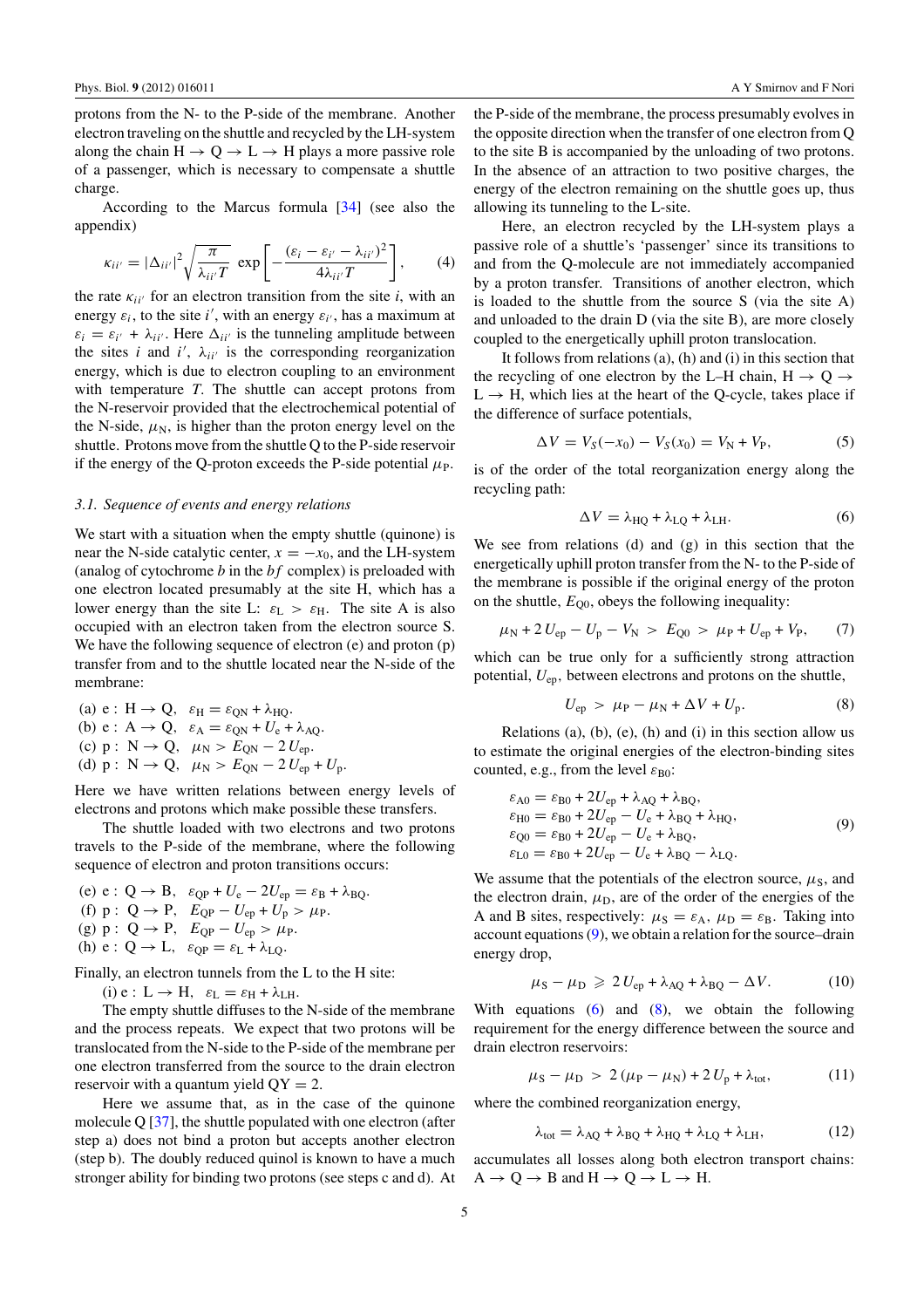protons from the N- to the P-side of the membrane. Another electron traveling on the shuttle and recycled by the LH-system along the chain H → Q → L → H plays a more passive role of a passenger, which is necessary to compensate a shuttle charge.

According to the Marcus formula [34] (see also the appendix)

$$\kappa_{ii'} = |\Delta_{ii'}|^2 \sqrt{\frac{\pi}{\lambda_{ii'} T}} \, \exp\left[ -\frac{(\varepsilon_i - \varepsilon_{i'} - \lambda_{ii'})^2}{4\lambda_{ii'} T} \right], \qquad (4)$$

the rate $\kappa_{ii'}$ for an electron transition from the site $i$, with an energy $\varepsilon_i$, to the site $i'$, with an energy $\varepsilon_{i'}$, has a maximum at $\varepsilon_i = \varepsilon_{i'} + \lambda_{ii'}$. Here $\Delta_{ii'}$ is the tunneling amplitude between the sites $i$ and $i'$, $\lambda_{ii'}$ is the corresponding reorganization energy, which is due to electron coupling to an environment with temperature $T$. The shuttle can accept protons from the N-reservoir provided that the electrochemical potential of the N-side, $\mu_N$, is higher than the proton energy level on the shuttle. Protons move from the shuttle Q to the P-side reservoir if the energy of the Q-proton exceeds the P-side potential $\mu_P$.

### 3.1. Sequence of events and energy relations

We start with a situation when the empty shuttle (quinone) is near the N-side catalytic center, $x = -x_0$, and the LH-system (analog of cytochrome $b$ in the $bf$ complex) is preloaded with one electron located presumably at the site H, which has a lower energy than the site L: $\varepsilon_L > \varepsilon_H$. The site A is also occupied with an electron taken from the electron source S. We have the following sequence of electron (e) and proton (p) transfer from and to the shuttle located near the N-side of the membrane:

(a) e : H → Q, $\varepsilon_H = \varepsilon_{QN} + \lambda_{HQ}$.
(b) e : A → Q, $\varepsilon_A = \varepsilon_{QN} + U_e + \lambda_{AQ}$.
(c) p : N → Q, $\mu_N > E_{QN} - 2\,U_{ep}$.
(d) p : N → Q, $\mu_N > E_{QN} - 2\,U_{ep} + U_p$.

Here we have written relations between energy levels of electrons and protons which make possible these transfers.

The shuttle loaded with two electrons and two protons travels to the P-side of the membrane, where the following sequence of electron and proton transitions occurs:

(e) e : Q → B, $\varepsilon_{QP} + U_e - 2U_{ep} = \varepsilon_B + \lambda_{BQ}$.
(f) p : Q → P, $E_{QP} - U_{ep} + U_p > \mu_P$.
(g) p : Q → P, $E_{QP} - U_{ep} > \mu_P$.
(h) e : Q → L, $\varepsilon_{QP} = \varepsilon_L + \lambda_{LQ}$.

Finally, an electron tunnels from the L to the H site:

(i) e : L → H, $\varepsilon_L = \varepsilon_H + \lambda_{LH}$.

The empty shuttle diffuses to the N-side of the membrane and the process repeats. We expect that two protons will be translocated from the N-side to the P-side of the membrane per one electron transferred from the source to the drain electron reservoir with a quantum yield QY = 2.

Here we assume that, as in the case of the quinone molecule Q [37], the shuttle populated with one electron (after step a) does not bind a proton but accepts another electron (step b). The doubly reduced quinol is known to have a much stronger ability for binding two protons (see steps c and d). At the P-side of the membrane, the process presumably evolves in the opposite direction when the transfer of one electron from Q to the site B is accompanied by the unloading of two protons. In the absence of an attraction to two positive charges, the energy of the electron remaining on the shuttle goes up, thus allowing its tunneling to the L-site.

Here, an electron recycled by the LH-system plays a passive role of a shuttle's 'passenger' since its transitions to and from the Q-molecule are not immediately accompanied by a proton transfer. Transitions of another electron, which is loaded to the shuttle from the source S (via the site A) and unloaded to the drain D (via the site B), are more closely coupled to the energetically uphill proton translocation.

It follows from relations (a), (h) and (i) in this section that the recycling of one electron by the L–H chain, H → Q → L → H, which lies at the heart of the Q-cycle, takes place if the difference of surface potentials,

$$\Delta V = V_S(-x_0) - V_S(x_0) = V_N + V_P, \qquad (5)$$

is of the order of the total reorganization energy along the recycling path:

$$\Delta V = \lambda_{HQ} + \lambda_{LQ} + \lambda_{LH}. \qquad (6)$$

We see from relations (d) and (g) in this section that the energetically uphill proton transfer from the N- to the P-side of the membrane is possible if the original energy of the proton on the shuttle, $E_{Q0}$, obeys the following inequality:

$$\mu_N + 2\,U_{ep} - U_p - V_N > E_{Q0} > \mu_P + U_{ep} + V_P, \qquad (7)$$

which can be true only for a sufficiently strong attraction potential, $U_{ep}$, between electrons and protons on the shuttle,

$$U_{ep} > \mu_P - \mu_N + \Delta V + U_p. \qquad (8)$$

Relations (a), (b), (e), (h) and (i) in this section allow us to estimate the original energies of the electron-binding sites counted, e.g., from the level $\varepsilon_{B0}$:

$$\begin{aligned}
\varepsilon_{A0} &= \varepsilon_{B0} + 2U_{ep} + \lambda_{AQ} + \lambda_{BQ}, \\
\varepsilon_{H0} &= \varepsilon_{B0} + 2U_{ep} - U_e + \lambda_{BQ} + \lambda_{HQ}, \\
\varepsilon_{Q0} &= \varepsilon_{B0} + 2U_{ep} - U_e + \lambda_{BQ}, \\
\varepsilon_{L0} &= \varepsilon_{B0} + 2U_{ep} - U_e + \lambda_{BQ} - \lambda_{LQ}.
\end{aligned} \qquad (9)$$

We assume that the potentials of the electron source, $\mu_S$, and the electron drain, $\mu_D$, are of the order of the energies of the A and B sites, respectively: $\mu_S = \varepsilon_A$, $\mu_D = \varepsilon_B$. Taking into account equations (9), we obtain a relation for the source–drain energy drop,

$$\mu_S - \mu_D \geqslant 2\,U_{ep} + \lambda_{AQ} + \lambda_{BQ} - \Delta V. \qquad (10)$$

With equations (6) and (8), we obtain the following requirement for the energy difference between the source and drain electron reservoirs:

$$\mu_S - \mu_D > 2\,(\mu_P - \mu_N) + 2\,U_p + \lambda_{tot}, \qquad (11)$$

where the combined reorganization energy,

$$\lambda_{tot} = \lambda_{AQ} + \lambda_{BQ} + \lambda_{HQ} + \lambda_{LQ} + \lambda_{LH}, \qquad (12)$$

accumulates all losses along both electron transport chains: A → Q → B and H → Q → L → H.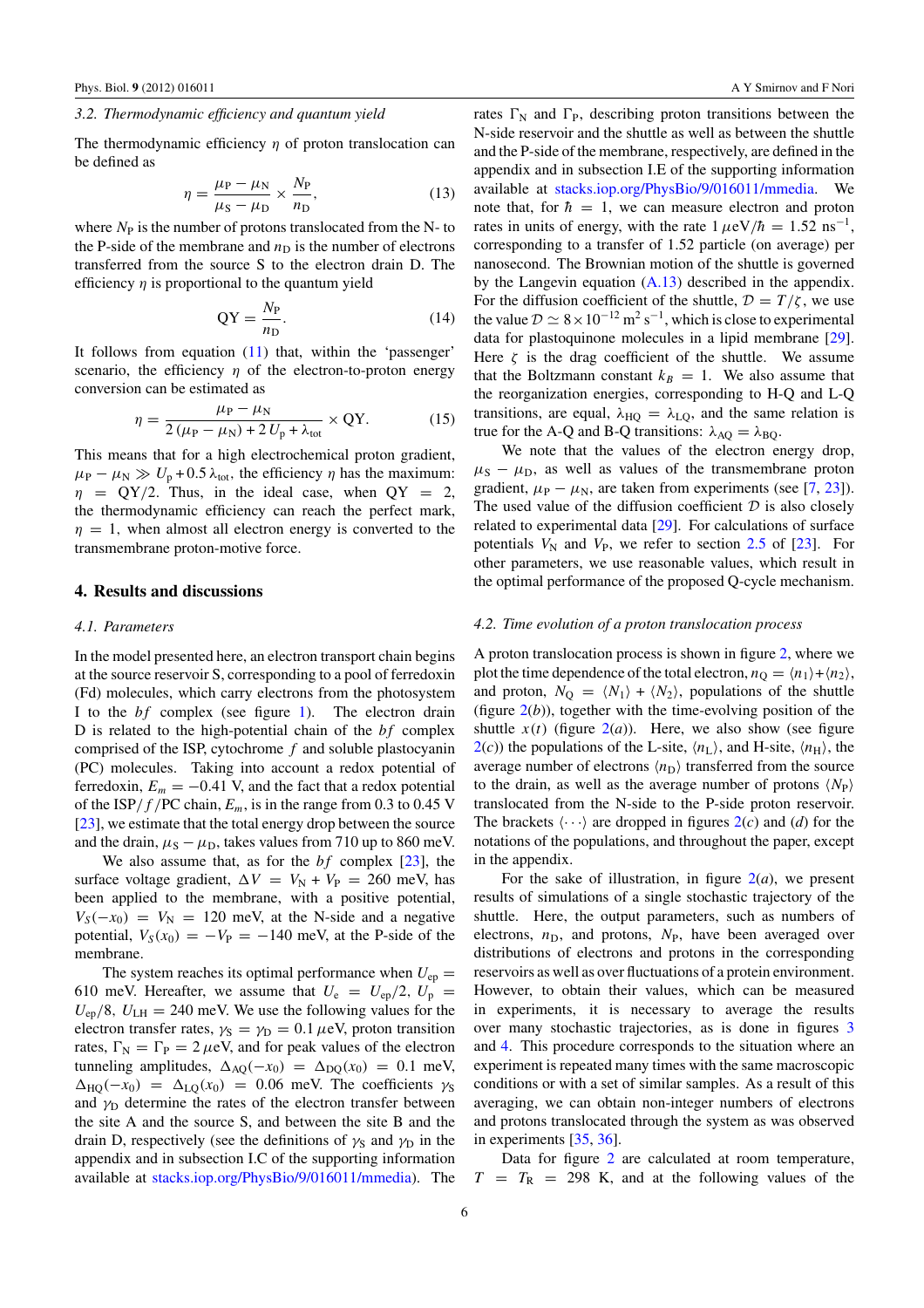### 3.2. Thermodynamic efficiency and quantum yield

The thermodynamic efficiency $\eta$ of proton translocation can be defined as

$$\eta = \frac{\mu_P - \mu_N}{\mu_S - \mu_D} \times \frac{N_P}{n_D}, \tag{13}$$

where $N_P$ is the number of protons translocated from the N- to the P-side of the membrane and $n_D$ is the number of electrons transferred from the source S to the electron drain D. The efficiency $\eta$ is proportional to the quantum yield

$$\text{QY} = \frac{N_P}{n_D}. \tag{14}$$

It follows from equation (11) that, within the 'passenger' scenario, the efficiency $\eta$ of the electron-to-proton energy conversion can be estimated as

$$\eta = \frac{\mu_P - \mu_N}{2(\mu_P - \mu_N) + 2U_p + \lambda_{tot}} \times \text{QY}. \tag{15}$$

This means that for a high electrochemical proton gradient, $\mu_P - \mu_N \gg U_p + 0.5\,\lambda_{tot}$, the efficiency $\eta$ has the maximum: $\eta = \text{QY}/2$. Thus, in the ideal case, when $\text{QY} = 2$, the thermodynamic efficiency can reach the perfect mark, $\eta = 1$, when almost all electron energy is converted to the transmembrane proton-motive force.

## 4. Results and discussions

### 4.1. Parameters

In the model presented here, an electron transport chain begins at the source reservoir S, corresponding to a pool of ferredoxin (Fd) molecules, which carry electrons from the photosystem I to the *bf* complex (see figure 1). The electron drain D is related to the high-potential chain of the *bf* complex comprised of the ISP, cytochrome *f* and soluble plastocyanin (PC) molecules. Taking into account a redox potential of ferredoxin, $E_m = -0.41$ V, and the fact that a redox potential of the ISP/*f*/PC chain, $E_m$, is in the range from 0.3 to 0.45 V [23], we estimate that the total energy drop between the source and the drain, $\mu_S - \mu_D$, takes values from 710 up to 860 meV.

We also assume that, as for the *bf* complex [23], the surface voltage gradient, $\Delta V = V_N + V_P = 260$ meV, has been applied to the membrane, with a positive potential, $V_S(-x_0) = V_N = 120$ meV, at the N-side and a negative potential, $V_S(x_0) = -V_P = -140$ meV, at the P-side of the membrane.

The system reaches its optimal performance when $U_{ep} = 610$ meV. Hereafter, we assume that $U_e = U_{ep}/2$, $U_p = U_{ep}/8$, $U_{LH} = 240$ meV. We use the following values for the electron transfer rates, $\gamma_S = \gamma_D = 0.1\,\mu$eV, proton transition rates, $\Gamma_N = \Gamma_P = 2\,\mu$eV, and for peak values of the electron tunneling amplitudes, $\Delta_{AQ}(-x_0) = \Delta_{DQ}(x_0) = 0.1$ meV, $\Delta_{HQ}(-x_0) = \Delta_{LQ}(x_0) = 0.06$ meV. The coefficients $\gamma_S$ and $\gamma_D$ determine the rates of the electron transfer between the site A and the source S, and between the site B and the drain D, respectively (see the definitions of $\gamma_S$ and $\gamma_D$ in the appendix and in subsection I.C of the supporting information available at stacks.iop.org/PhysBio/9/016011/mmedia). The rates $\Gamma_N$ and $\Gamma_P$, describing proton transitions between the N-side reservoir and the shuttle as well as between the shuttle and the P-side of the membrane, respectively, are defined in the appendix and in subsection I.E of the supporting information available at stacks.iop.org/PhysBio/9/016011/mmedia. We note that, for $\hbar = 1$, we can measure electron and proton rates in units of energy, with the rate $1\,\mu\text{eV}/\hbar = 1.52\ \text{ns}^{-1}$, corresponding to a transfer of 1.52 particle (on average) per nanosecond. The Brownian motion of the shuttle is governed by the Langevin equation (A.13) described in the appendix. For the diffusion coefficient of the shuttle, $\mathcal{D} = T/\zeta$, we use the value $\mathcal{D} \simeq 8\times10^{-12}\ \text{m}^2\ \text{s}^{-1}$, which is close to experimental data for plastoquinone molecules in a lipid membrane [29]. Here $\zeta$ is the drag coefficient of the shuttle. We assume that the Boltzmann constant $k_B = 1$. We also assume that the reorganization energies, corresponding to H-Q and L-Q transitions, are equal, $\lambda_{HQ} = \lambda_{LQ}$, and the same relation is true for the A-Q and B-Q transitions: $\lambda_{AQ} = \lambda_{BQ}$.

We note that the values of the electron energy drop, $\mu_S - \mu_D$, as well as values of the transmembrane proton gradient, $\mu_P - \mu_N$, are taken from experiments (see [7, 23]). The used value of the diffusion coefficient $\mathcal{D}$ is also closely related to experimental data [29]. For calculations of surface potentials $V_N$ and $V_P$, we refer to section 2.5 of [23]. For other parameters, we use reasonable values, which result in the optimal performance of the proposed Q-cycle mechanism.

### 4.2. Time evolution of a proton translocation process

A proton translocation process is shown in figure 2, where we plot the time dependence of the total electron, $n_Q = \langle n_1\rangle + \langle n_2\rangle$, and proton, $N_Q = \langle N_1\rangle + \langle N_2\rangle$, populations of the shuttle (figure 2(*b*)), together with the time-evolving position of the shuttle $x(t)$ (figure 2(*a*)). Here, we also show (see figure 2(*c*)) the populations of the L-site, $\langle n_L\rangle$, and H-site, $\langle n_H\rangle$, the average number of electrons $\langle n_D\rangle$ transferred from the source to the drain, as well as the average number of protons $\langle N_P\rangle$ translocated from the N-side to the P-side proton reservoir. The brackets $\langle\cdots\rangle$ are dropped in figures 2(*c*) and (*d*) for the notations of the populations, and throughout the paper, except in the appendix.

For the sake of illustration, in figure 2(*a*), we present results of simulations of a single stochastic trajectory of the shuttle. Here, the output parameters, such as numbers of electrons, $n_D$, and protons, $N_P$, have been averaged over distributions of electrons and protons in the corresponding reservoirs as well as over fluctuations of a protein environment. However, to obtain their values, which can be measured in experiments, it is necessary to average the results over many stochastic trajectories, as is done in figures 3 and 4. This procedure corresponds to the situation where an experiment is repeated many times with the same macroscopic conditions or with a set of similar samples. As a result of this averaging, we can obtain non-integer numbers of electrons and protons translocated through the system as was observed in experiments [35, 36].

Data for figure 2 are calculated at room temperature, $T = T_R = 298$ K, and at the following values of the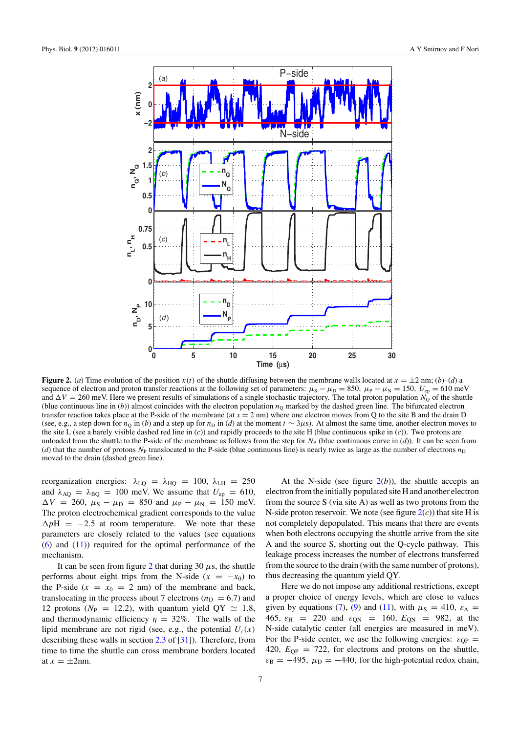**Figure 2.** (*a*) Time evolution of the position $x(t)$ of the shuttle diffusing between the membrane walls located at $x = \pm 2$ nm; (*b*)–(*d*) a sequence of electron and proton transfer reactions at the following set of parameters: $\mu_S - \mu_D = 850$, $\mu_P - \mu_N = 150$, $U_{ep} = 610$ meV and $\Delta V = 260$ meV. Here we present results of simulations of a single stochastic trajectory. The total proton population $N_Q$ of the shuttle (blue continuous line in (*b*)) almost coincides with the electron population $n_Q$ marked by the dashed green line. The bifurcated electron transfer reaction takes place at the P-side of the membrane (at $x = 2$ nm) where one electron moves from Q to the site B and the drain D (see, e.g., a step down for $n_Q$ in (*b*) and a step up for $n_D$ in (*d*) at the moment $t \sim 3\mu$s). At almost the same time, another electron moves to the site L (see a barely visible dashed red line in (*c*)) and rapidly proceeds to the site H (blue continuous spike in (*c*)). Two protons are unloaded from the shuttle to the P-side of the membrane as follows from the step for $N_P$ (blue continuous curve in (*d*)). It can be seen from (*d*) that the number of protons $N_P$ translocated to the P-side (blue continuous line) is nearly twice as large as the number of electrons $n_D$ moved to the drain (dashed green line).

reorganization energies: $\lambda_{LQ} = \lambda_{HQ} = 100$, $\lambda_{LH} = 250$ and $\lambda_{AQ} = \lambda_{BQ} = 100$ meV. We assume that $U_{ep} = 610$, $\Delta V = 260$, $\mu_S - \mu_D = 850$ and $\mu_P - \mu_N = 150$ meV. The proton electrochemical gradient corresponds to the value $\Delta pH = -2.5$ at room temperature. We note that these parameters are closely related to the values (see equations (6) and (11)) required for the optimal performance of the mechanism.

It can be seen from figure 2 that during 30 $\mu$s, the shuttle performs about eight trips from the N-side ($x = -x_0$) to the P-side ($x = x_0 = 2$ nm) of the membrane and back, translocating in the process about 7 electrons ($n_D = 6.7$) and 12 protons ($N_P = 12.2$), with quantum yield QY $\simeq 1.8$, and thermodynamic efficiency $\eta = 32\%$. The walls of the lipid membrane are not rigid (see, e.g., the potential $U_c(x)$ describing these walls in section 2.3 of [31]). Therefore, from time to time the shuttle can cross membrane borders located at $x = \pm 2$nm.

At the N-side (see figure 2(*b*)), the shuttle accepts an electron from the initially populated site H and another electron from the source S (via site A) as well as two protons from the N-side proton reservoir. We note (see figure 2(*c*)) that site H is not completely depopulated. This means that there are events when both electrons occupying the shuttle arrive from the site A and the source S, shorting out the Q-cycle pathway. This leakage process increases the number of electrons transferred from the source to the drain (with the same number of protons), thus decreasing the quantum yield QY.

Here we do not impose any additional restrictions, except a proper choice of energy levels, which are close to values given by equations (7), (9) and (11), with $\mu_S = 410$, $\varepsilon_A = 465$, $\varepsilon_H = 220$ and $\varepsilon_{QN} = 160$, $E_{QN} = 982$, at the N-side catalytic center (all energies are measured in meV). For the P-side center, we use the following energies: $\varepsilon_{QP} = 420$, $E_{QP} = 722$, for electrons and protons on the shuttle, $\varepsilon_B = -495$, $\mu_D = -440$, for the high-potential redox chain,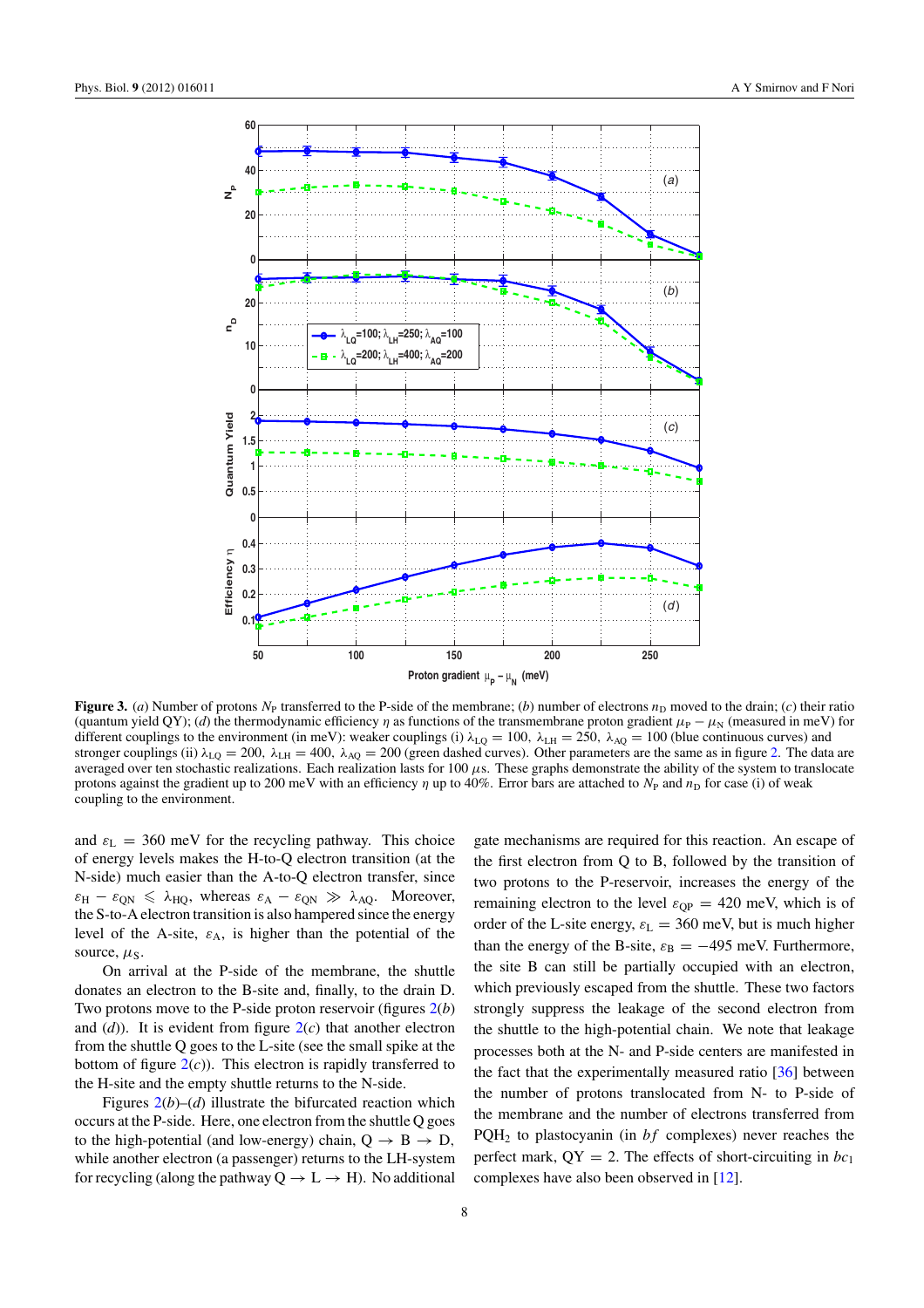**Figure 3.** (*a*) Number of protons $N_P$ transferred to the P-side of the membrane; (*b*) number of electrons $n_D$ moved to the drain; (*c*) their ratio (quantum yield QY); (*d*) the thermodynamic efficiency $\eta$ as functions of the transmembrane proton gradient $\mu_P - \mu_N$ (measured in meV) for different couplings to the environment (in meV): weaker couplings (i) $\lambda_{LQ} = 100$, $\lambda_{LH} = 250$, $\lambda_{AQ} = 100$ (blue continuous curves) and stronger couplings (ii) $\lambda_{LQ} = 200$, $\lambda_{LH} = 400$, $\lambda_{AQ} = 200$ (green dashed curves). Other parameters are the same as in figure 2. The data are averaged over ten stochastic realizations. Each realization lasts for 100 $\mu$s. These graphs demonstrate the ability of the system to translocate protons against the gradient up to 200 meV with an efficiency $\eta$ up to 40%. Error bars are attached to $N_P$ and $n_D$ for case (i) of weak coupling to the environment.

and $\varepsilon_L = 360$ meV for the recycling pathway. This choice of energy levels makes the H-to-Q electron transition (at the N-side) much easier than the A-to-Q electron transfer, since $\varepsilon_H - \varepsilon_{QN} \leqslant \lambda_{HQ}$, whereas $\varepsilon_A - \varepsilon_{QN} \gg \lambda_{AQ}$. Moreover, the S-to-A electron transition is also hampered since the energy level of the A-site, $\varepsilon_A$, is higher than the potential of the source, $\mu_S$.

On arrival at the P-side of the membrane, the shuttle donates an electron to the B-site and, finally, to the drain D. Two protons move to the P-side proton reservoir (figures 2(*b*) and (*d*)). It is evident from figure 2(*c*) that another electron from the shuttle Q goes to the L-site (see the small spike at the bottom of figure 2(*c*)). This electron is rapidly transferred to the H-site and the empty shuttle returns to the N-side.

Figures 2(*b*)–(*d*) illustrate the bifurcated reaction which occurs at the P-side. Here, one electron from the shuttle Q goes to the high-potential (and low-energy) chain, Q → B → D, while another electron (a passenger) returns to the LH-system for recycling (along the pathway Q → L → H). No additional gate mechanisms are required for this reaction. An escape of the first electron from Q to B, followed by the transition of two protons to the P-reservoir, increases the energy of the remaining electron to the level $\varepsilon_{QP} = 420$ meV, which is of order of the L-site energy, $\varepsilon_L = 360$ meV, but is much higher than the energy of the B-site, $\varepsilon_B = -495$ meV. Furthermore, the site B can still be partially occupied with an electron, which previously escaped from the shuttle. These two factors strongly suppress the leakage of the second electron from the shuttle to the high-potential chain. We note that leakage processes both at the N- and P-side centers are manifested in the fact that the experimentally measured ratio [36] between the number of protons translocated from N- to P-side of the membrane and the number of electrons transferred from $PQH_2$ to plastocyanin (in *bf* complexes) never reaches the perfect mark, QY = 2. The effects of short-circuiting in $bc_1$ complexes have also been observed in [12].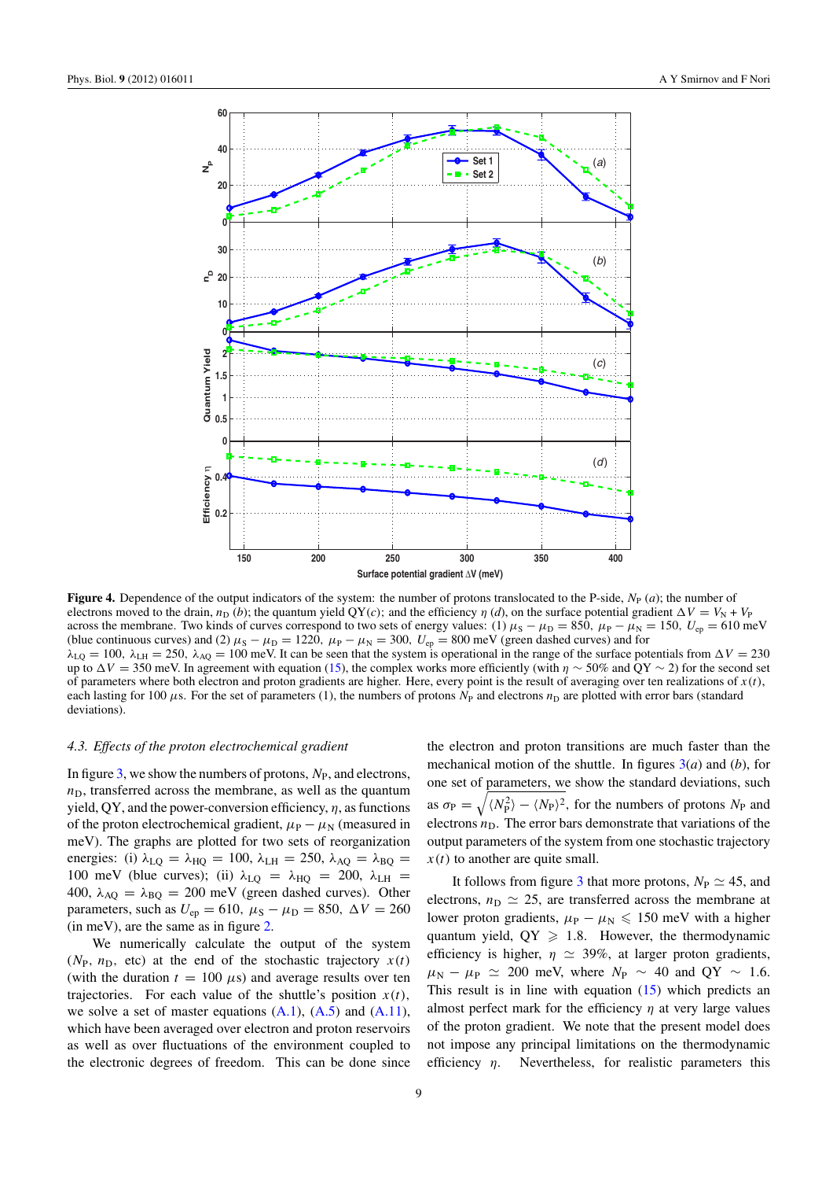**Figure 4.** Dependence of the output indicators of the system: the number of protons translocated to the P-side, $N_P$ (*a*); the number of electrons moved to the drain, $n_D$ (*b*); the quantum yield QY(*c*); and the efficiency $\eta$ (*d*), on the surface potential gradient $\Delta V = V_N + V_P$ across the membrane. Two kinds of curves correspond to two sets of energy values: (1) $\mu_S - \mu_D = 850$, $\mu_P - \mu_N = 150$, $U_{ep} = 610$ meV (blue continuous curves) and (2) $\mu_S - \mu_D = 1220$, $\mu_P - \mu_N = 300$, $U_{ep} = 800$ meV (green dashed curves) and for $\lambda_{LQ} = 100$, $\lambda_{LH} = 250$, $\lambda_{AQ} = 100$ meV. It can be seen that the system is operational in the range of the surface potentials from $\Delta V = 230$ up to $\Delta V = 350$ meV. In agreement with equation (15), the complex works more efficiently (with $\eta \sim 50\%$ and QY $\sim 2$) for the second set of parameters where both electron and proton gradients are higher. Here, every point is the result of averaging over ten realizations of $x(t)$, each lasting for 100 $\mu$s. For the set of parameters (1), the numbers of protons $N_P$ and electrons $n_D$ are plotted with error bars (standard deviations).

### 4.3. Effects of the proton electrochemical gradient

In figure 3, we show the numbers of protons, $N_P$, and electrons, $n_D$, transferred across the membrane, as well as the quantum yield, QY, and the power-conversion efficiency, $\eta$, as functions of the proton electrochemical gradient, $\mu_P - \mu_N$ (measured in meV). The graphs are plotted for two sets of reorganization energies: (i) $\lambda_{LQ} = \lambda_{HQ} = 100$, $\lambda_{LH} = 250$, $\lambda_{AQ} = \lambda_{BQ} = 100$ meV (blue curves); (ii) $\lambda_{LQ} = \lambda_{HQ} = 200$, $\lambda_{LH} = 400$, $\lambda_{AQ} = \lambda_{BQ} = 200$ meV (green dashed curves). Other parameters, such as $U_{ep} = 610$, $\mu_S - \mu_D = 850$, $\Delta V = 260$ (in meV), are the same as in figure 2.

We numerically calculate the output of the system ($N_P$, $n_D$, etc) at the end of the stochastic trajectory $x(t)$ (with the duration $t = 100$ $\mu$s) and average results over ten trajectories. For each value of the shuttle's position $x(t)$, we solve a set of master equations (A.1), (A.5) and (A.11), which have been averaged over electron and proton reservoirs as well as over fluctuations of the environment coupled to the electronic degrees of freedom. This can be done since the electron and proton transitions are much faster than the mechanical motion of the shuttle. In figures 3(*a*) and (*b*), for one set of parameters, we show the standard deviations, such as $\sigma_P = \sqrt{\langle N_P^2 \rangle - \langle N_P \rangle^2}$, for the numbers of protons $N_P$ and electrons $n_D$. The error bars demonstrate that variations of the output parameters of the system from one stochastic trajectory $x(t)$ to another are quite small.

It follows from figure 3 that more protons, $N_P \simeq 45$, and electrons, $n_D \simeq 25$, are transferred across the membrane at lower proton gradients, $\mu_P - \mu_N \leqslant 150$ meV with a higher quantum yield, QY $\geqslant 1.8$. However, the thermodynamic efficiency is higher, $\eta \simeq 39\%$, at larger proton gradients, $\mu_N - \mu_P \simeq 200$ meV, where $N_P \sim 40$ and QY $\sim 1.6$. This result is in line with equation (15) which predicts an almost perfect mark for the efficiency $\eta$ at very large values of the proton gradient. We note that the present model does not impose any principal limitations on the thermodynamic efficiency $\eta$. Nevertheless, for realistic parameters this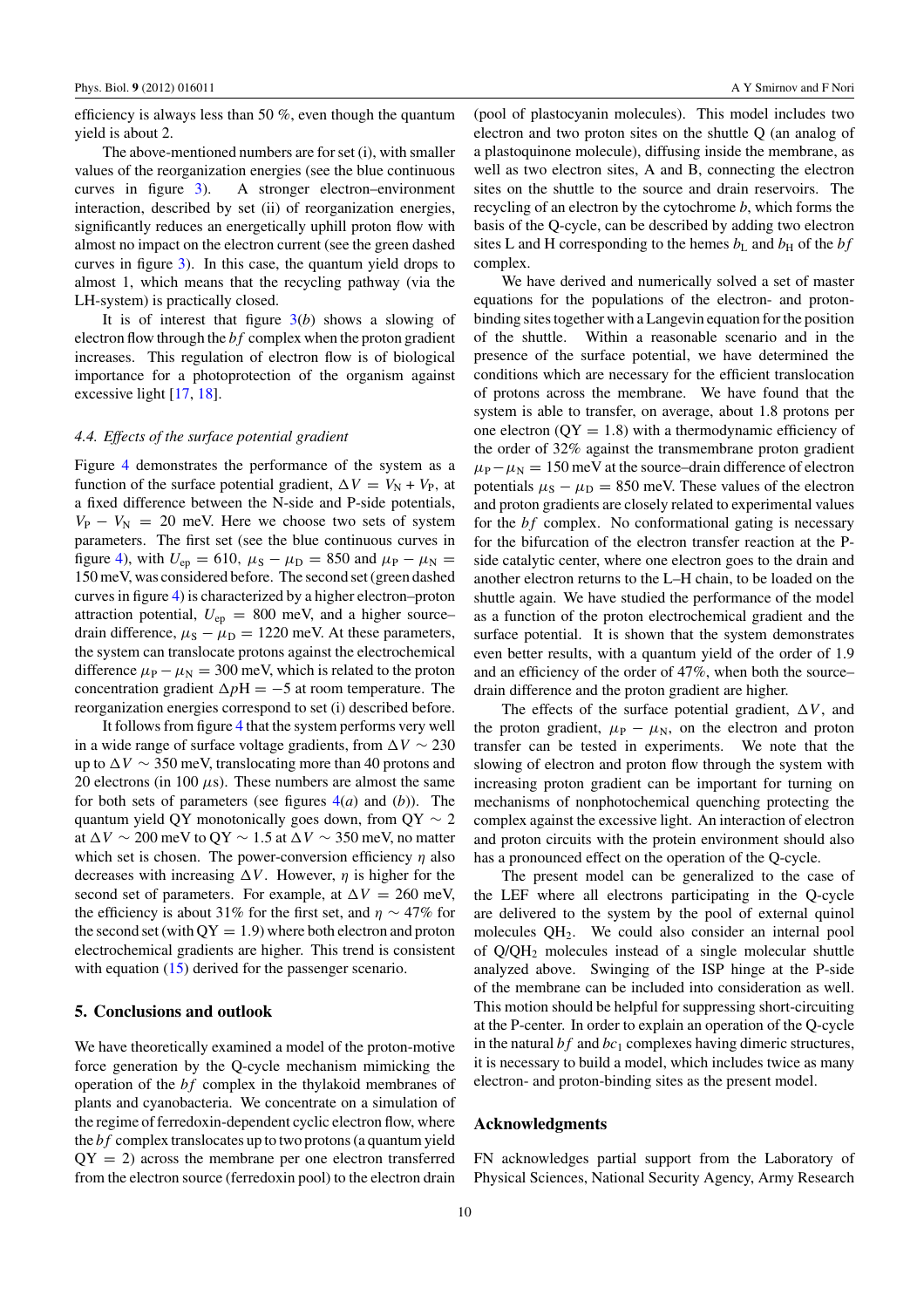efficiency is always less than 50 %, even though the quantum yield is about 2.

The above-mentioned numbers are for set (i), with smaller values of the reorganization energies (see the blue continuous curves in figure 3). A stronger electron–environment interaction, described by set (ii) of reorganization energies, significantly reduces an energetically uphill proton flow with almost no impact on the electron current (see the green dashed curves in figure 3). In this case, the quantum yield drops to almost 1, which means that the recycling pathway (via the LH-system) is practically closed.

It is of interest that figure 3(*b*) shows a slowing of electron flow through the *bf* complex when the proton gradient increases. This regulation of electron flow is of biological importance for a photoprotection of the organism against excessive light [17, 18].

### 4.4. Effects of the surface potential gradient

Figure 4 demonstrates the performance of the system as a function of the surface potential gradient, $\Delta V = V_N + V_P$, at a fixed difference between the N-side and P-side potentials, $V_P - V_N = 20$ meV. Here we choose two sets of system parameters. The first set (see the blue continuous curves in figure 4), with $U_{ep} = 610$, $\mu_S - \mu_D = 850$ and $\mu_P - \mu_N = 150$ meV, was considered before. The second set (green dashed curves in figure 4) is characterized by a higher electron–proton attraction potential, $U_{ep} = 800$ meV, and a higher source–drain difference, $\mu_S - \mu_D = 1220$ meV. At these parameters, the system can translocate protons against the electrochemical difference $\mu_P - \mu_N = 300$ meV, which is related to the proton concentration gradient $\Delta p\mathrm{H} = -5$ at room temperature. The reorganization energies correspond to set (i) described before.

It follows from figure 4 that the system performs very well in a wide range of surface voltage gradients, from $\Delta V \sim 230$ up to $\Delta V \sim 350$ meV, translocating more than 40 protons and 20 electrons (in 100 $\mu$s). These numbers are almost the same for both sets of parameters (see figures 4(*a*) and (*b*)). The quantum yield QY monotonically goes down, from QY $\sim 2$ at $\Delta V \sim 200$ meV to QY $\sim 1.5$ at $\Delta V \sim 350$ meV, no matter which set is chosen. The power-conversion efficiency $\eta$ also decreases with increasing $\Delta V$. However, $\eta$ is higher for the second set of parameters. For example, at $\Delta V = 260$ meV, the efficiency is about 31% for the first set, and $\eta \sim 47\%$ for the second set (with QY = 1.9) where both electron and proton electrochemical gradients are higher. This trend is consistent with equation (15) derived for the passenger scenario.

## 5. Conclusions and outlook

We have theoretically examined a model of the proton-motive force generation by the Q-cycle mechanism mimicking the operation of the *bf* complex in the thylakoid membranes of plants and cyanobacteria. We concentrate on a simulation of the regime of ferredoxin-dependent cyclic electron flow, where the *bf* complex translocates up to two protons (a quantum yield QY = 2) across the membrane per one electron transferred from the electron source (ferredoxin pool) to the electron drain (pool of plastocyanin molecules). This model includes two electron and two proton sites on the shuttle Q (an analog of a plastoquinone molecule), diffusing inside the membrane, as well as two electron sites, A and B, connecting the electron sites on the shuttle to the source and drain reservoirs. The recycling of an electron by the cytochrome *b*, which forms the basis of the Q-cycle, can be described by adding two electron sites L and H corresponding to the hemes $b_L$ and $b_H$ of the *bf* complex.

We have derived and numerically solved a set of master equations for the populations of the electron- and proton-binding sites together with a Langevin equation for the position of the shuttle. Within a reasonable scenario and in the presence of the surface potential, we have determined the conditions which are necessary for the efficient translocation of protons across the membrane. We have found that the system is able to transfer, on average, about 1.8 protons per one electron (QY = 1.8) with a thermodynamic efficiency of the order of 32% against the transmembrane proton gradient $\mu_P - \mu_N = 150$ meV at the source–drain difference of electron potentials $\mu_S - \mu_D = 850$ meV. These values of the electron and proton gradients are closely related to experimental values for the *bf* complex. No conformational gating is necessary for the bifurcation of the electron transfer reaction at the P-side catalytic center, where one electron goes to the drain and another electron returns to the L–H chain, to be loaded on the shuttle again. We have studied the performance of the model as a function of the proton electrochemical gradient and the surface potential. It is shown that the system demonstrates even better results, with a quantum yield of the order of 1.9 and an efficiency of the order of 47%, when both the source–drain difference and the proton gradient are higher.

The effects of the surface potential gradient, $\Delta V$, and the proton gradient, $\mu_P - \mu_N$, on the electron and proton transfer can be tested in experiments. We note that the slowing of electron and proton flow through the system with increasing proton gradient can be important for turning on mechanisms of nonphotochemical quenching protecting the complex against the excessive light. An interaction of electron and proton circuits with the protein environment should also has a pronounced effect on the operation of the Q-cycle.

The present model can be generalized to the case of the LEF where all electrons participating in the Q-cycle are delivered to the system by the pool of external quinol molecules $QH_2$. We could also consider an internal pool of Q/$QH_2$ molecules instead of a single molecular shuttle analyzed above. Swinging of the ISP hinge at the P-side of the membrane can be included into consideration as well. This motion should be helpful for suppressing short-circuiting at the P-center. In order to explain an operation of the Q-cycle in the natural *bf* and $bc_1$ complexes having dimeric structures, it is necessary to build a model, which includes twice as many electron- and proton-binding sites as the present model.

## Acknowledgments

FN acknowledges partial support from the Laboratory of Physical Sciences, National Security Agency, Army Research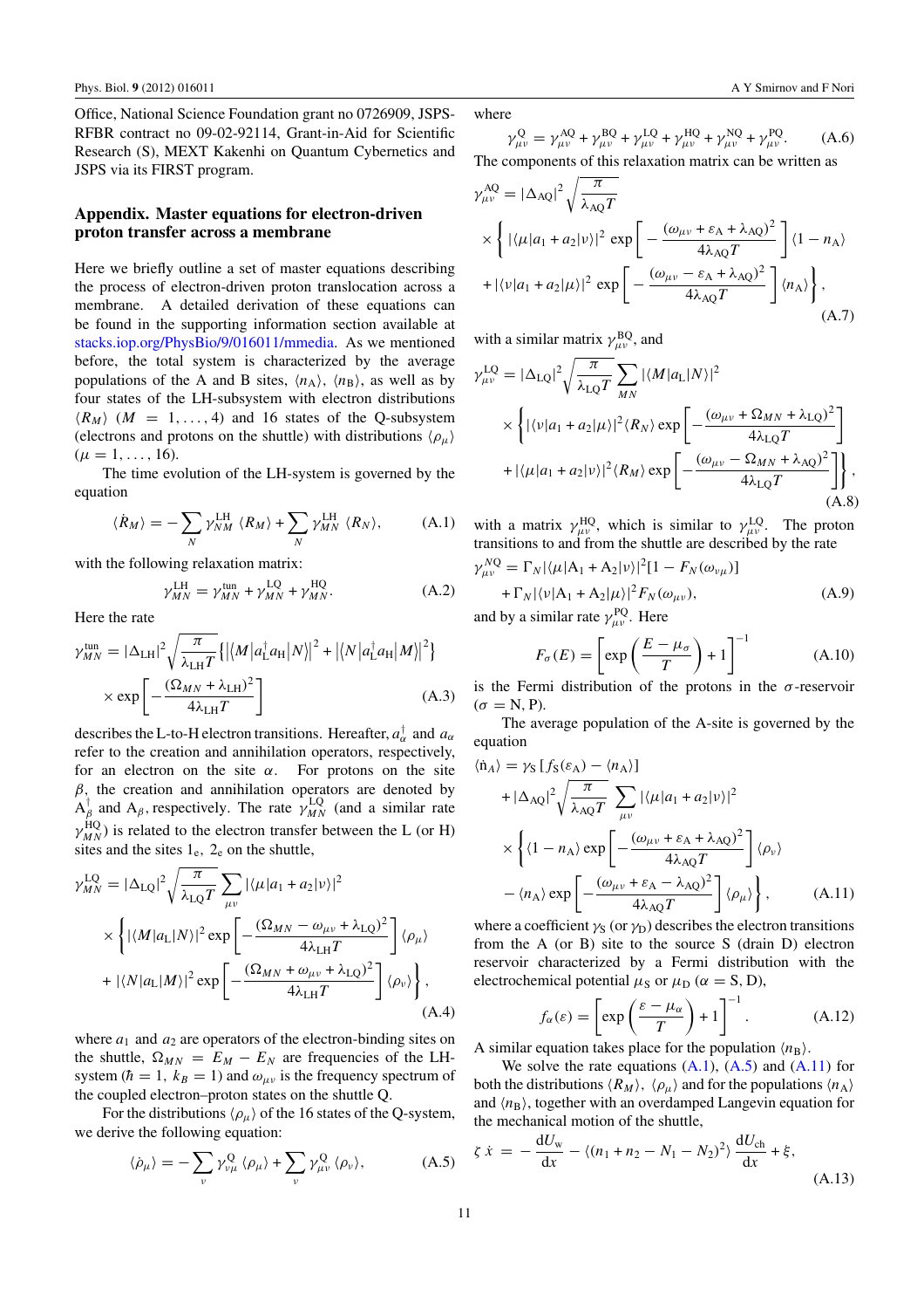Office, National Science Foundation grant no 0726909, JSPS-RFBR contract no 09-02-92114, Grant-in-Aid for Scientific Research (S), MEXT Kakenhi on Quantum Cybernetics and JSPS via its FIRST program.

## Appendix. Master equations for electron-driven proton transfer across a membrane

Here we briefly outline a set of master equations describing the process of electron-driven proton translocation across a membrane. A detailed derivation of these equations can be found in the supporting information section available at stacks.iop.org/PhysBio/9/016011/mmedia. As we mentioned before, the total system is characterized by the average populations of the A and B sites, $\langle n_A \rangle$, $\langle n_B \rangle$, as well as by four states of the LH-subsystem with electron distributions $\langle R_M \rangle$ $(M = 1, \ldots, 4)$ and 16 states of the Q-subsystem (electrons and protons on the shuttle) with distributions $\langle \rho_\mu \rangle$ $(\mu = 1, \ldots, 16)$.

The time evolution of the LH-system is governed by the equation

$$\langle \dot{R}_M \rangle = -\sum_N \gamma_{NM}^{\mathrm{LH}} \langle R_M \rangle + \sum_N \gamma_{MN}^{\mathrm{LH}} \langle R_N \rangle, \tag{A.1}$$

with the following relaxation matrix:

$$\gamma_{MN}^{\mathrm{LH}} = \gamma_{MN}^{\mathrm{tun}} + \gamma_{MN}^{\mathrm{LQ}} + \gamma_{MN}^{\mathrm{HQ}}. \tag{A.2}$$

Here the rate

$$\gamma_{MN}^{\mathrm{tun}} = |\Delta_{\mathrm{LH}}|^2 \sqrt{\frac{\pi}{\lambda_{\mathrm{LH}} T}} \left\{ \left| \left\langle M \left| a_{\mathrm{L}}^\dagger a_{\mathrm{H}} \right| N \right\rangle \right|^2 + \left| \left\langle N \left| a_{\mathrm{L}}^\dagger a_{\mathrm{H}} \right| M \right\rangle \right|^2 \right\} \times \exp\left[ -\frac{(\Omega_{MN} + \lambda_{\mathrm{LH}})^2}{4\lambda_{\mathrm{LH}} T} \right] \tag{A.3}$$

describes the L-to-H electron transitions. Hereafter, $a_\alpha^\dagger$ and $a_\alpha$ refer to the creation and annihilation operators, respectively, for an electron on the site $\alpha$. For protons on the site $\beta$, the creation and annihilation operators are denoted by $\mathrm{A}_\beta^\dagger$ and $\mathrm{A}_\beta$, respectively. The rate $\gamma_{MN}^{\mathrm{LQ}}$ (and a similar rate $\gamma_{MN}^{\mathrm{HQ}}$) is related to the electron transfer between the L (or H) sites and the sites $1_e$, $2_e$ on the shuttle,

$$\gamma_{MN}^{\mathrm{LQ}} = |\Delta_{\mathrm{LQ}}|^2 \sqrt{\frac{\pi}{\lambda_{\mathrm{LQ}} T}} \sum_{\mu\nu} |\langle \mu | a_1 + a_2 | \nu \rangle|^2 \times \left\{ |\langle M | a_{\mathrm{L}} | N \rangle|^2 \exp\left[ -\frac{(\Omega_{MN} - \omega_{\mu\nu} + \lambda_{\mathrm{LQ}})^2}{4\lambda_{\mathrm{LH}} T} \right] \langle \rho_\mu \rangle + |\langle N | a_{\mathrm{L}} | M \rangle|^2 \exp\left[ -\frac{(\Omega_{MN} + \omega_{\mu\nu} + \lambda_{\mathrm{LQ}})^2}{4\lambda_{\mathrm{LH}} T} \right] \langle \rho_\nu \rangle \right\}, \tag{A.4}$$

where $a_1$ and $a_2$ are operators of the electron-binding sites on the shuttle, $\Omega_{MN} = E_M - E_N$ are frequencies of the LH-system ($\hbar = 1$, $k_B = 1$) and $\omega_{\mu\nu}$ is the frequency spectrum of the coupled electron–proton states on the shuttle Q.

For the distributions $\langle \rho_\mu \rangle$ of the 16 states of the Q-system, we derive the following equation:

$$\langle \dot{\rho}_\mu \rangle = -\sum_\nu \gamma_{\nu\mu}^{\mathrm{Q}} \langle \rho_\mu \rangle + \sum_\nu \gamma_{\mu\nu}^{\mathrm{Q}} \langle \rho_\nu \rangle, \tag{A.5}$$

where

$$\gamma_{\mu\nu}^{\mathrm{Q}} = \gamma_{\mu\nu}^{\mathrm{AQ}} + \gamma_{\mu\nu}^{\mathrm{BQ}} + \gamma_{\mu\nu}^{\mathrm{LQ}} + \gamma_{\mu\nu}^{\mathrm{HQ}} + \gamma_{\mu\nu}^{\mathrm{NQ}} + \gamma_{\mu\nu}^{\mathrm{PQ}}. \tag{A.6}$$

The components of this relaxation matrix can be written as

$$\gamma_{\mu\nu}^{\mathrm{AQ}} = |\Delta_{\mathrm{AQ}}|^2 \sqrt{\frac{\pi}{\lambda_{\mathrm{AQ}} T}} \times \left\{ |\langle \mu | a_1 + a_2 | \nu \rangle|^2 \exp\left[ -\frac{(\omega_{\mu\nu} + \varepsilon_{\mathrm{A}} + \lambda_{\mathrm{AQ}})^2}{4\lambda_{\mathrm{AQ}} T} \right] \langle 1 - n_{\mathrm{A}} \rangle + |\langle \nu | a_1 + a_2 | \mu \rangle|^2 \exp\left[ -\frac{(\omega_{\mu\nu} - \varepsilon_{\mathrm{A}} + \lambda_{\mathrm{AQ}})^2}{4\lambda_{\mathrm{AQ}} T} \right] \langle n_{\mathrm{A}} \rangle \right\}, \tag{A.7}$$

with a similar matrix $\gamma_{\mu\nu}^{\mathrm{BQ}}$, and

$$\gamma_{\mu\nu}^{\mathrm{LQ}} = |\Delta_{\mathrm{LQ}}|^2 \sqrt{\frac{\pi}{\lambda_{\mathrm{LQ}} T}} \sum_{MN} |\langle M | a_{\mathrm{L}} | N \rangle|^2 \times \left\{ |\langle \nu | a_1 + a_2 | \mu \rangle|^2 \langle R_N \rangle \exp\left[ -\frac{(\omega_{\mu\nu} + \Omega_{MN} + \lambda_{\mathrm{LQ}})^2}{4\lambda_{\mathrm{LQ}} T} \right] + |\langle \mu | a_1 + a_2 | \nu \rangle|^2 \langle R_M \rangle \exp\left[ -\frac{(\omega_{\mu\nu} - \Omega_{MN} + \lambda_{\mathrm{AQ}})^2}{4\lambda_{\mathrm{LQ}} T} \right] \right\}, \tag{A.8}$$

with a matrix $\gamma_{\mu\nu}^{\mathrm{HQ}}$, which is similar to $\gamma_{\mu\nu}^{\mathrm{LQ}}$. The proton transitions to and from the shuttle are described by the rate

$$\gamma_{\mu\nu}^{\mathrm{NQ}} = \Gamma_N |\langle \mu | \mathrm{A}_1 + \mathrm{A}_2 | \nu \rangle|^2 [1 - F_N(\omega_{\nu\mu})] + \Gamma_N |\langle \nu | \mathrm{A}_1 + \mathrm{A}_2 | \mu \rangle|^2 F_N(\omega_{\mu\nu}), \tag{A.9}$$

and by a similar rate $\gamma_{\mu\nu}^{\mathrm{PQ}}$. Here

$$F_\sigma(E) = \left[ \exp\left( \frac{E - \mu_\sigma}{T} \right) + 1 \right]^{-1} \tag{A.10}$$

is the Fermi distribution of the protons in the $\sigma$-reservoir $(\sigma = \mathrm{N}, \mathrm{P})$.

The average population of the A-site is governed by the equation

$$\langle \dot{n}_A \rangle = \gamma_{\mathrm{S}} \left[ f_{\mathrm{S}}(\varepsilon_{\mathrm{A}}) - \langle n_{\mathrm{A}} \rangle \right] + |\Delta_{\mathrm{AQ}}|^2 \sqrt{\frac{\pi}{\lambda_{\mathrm{AQ}} T}} \sum_{\mu\nu} |\langle \mu | a_1 + a_2 | \nu \rangle|^2 \times \left\{ \langle 1 - n_{\mathrm{A}} \rangle \exp\left[ -\frac{(\omega_{\mu\nu} + \varepsilon_{\mathrm{A}} + \lambda_{\mathrm{AQ}})^2}{4\lambda_{\mathrm{AQ}} T} \right] \langle \rho_\nu \rangle - \langle n_{\mathrm{A}} \rangle \exp\left[ -\frac{(\omega_{\mu\nu} + \varepsilon_{\mathrm{A}} - \lambda_{\mathrm{AQ}})^2}{4\lambda_{\mathrm{AQ}} T} \right] \langle \rho_\mu \rangle \right\}, \tag{A.11}$$

where a coefficient $\gamma_{\mathrm{S}}$ (or $\gamma_{\mathrm{D}}$) describes the electron transitions from the A (or B) site to the source S (drain D) electron reservoir characterized by a Fermi distribution with the electrochemical potential $\mu_{\mathrm{S}}$ or $\mu_{\mathrm{D}}$ $(\alpha = \mathrm{S}, \mathrm{D})$,

$$f_\alpha(\varepsilon) = \left[ \exp\left( \frac{\varepsilon - \mu_\alpha}{T} \right) + 1 \right]^{-1}. \tag{A.12}$$

A similar equation takes place for the population $\langle n_{\mathrm{B}} \rangle$.

We solve the rate equations (A.1), (A.5) and (A.11) for both the distributions $\langle R_M \rangle$, $\langle \rho_\mu \rangle$ and for the populations $\langle n_{\mathrm{A}} \rangle$ and $\langle n_{\mathrm{B}} \rangle$, together with an overdamped Langevin equation for the mechanical motion of the shuttle,

$$\zeta \, \dot{x} = -\frac{dU_{\mathrm{w}}}{dx} - \langle (n_1 + n_2 - N_1 - N_2)^2 \rangle \frac{dU_{\mathrm{ch}}}{dx} + \xi, \tag{A.13}$$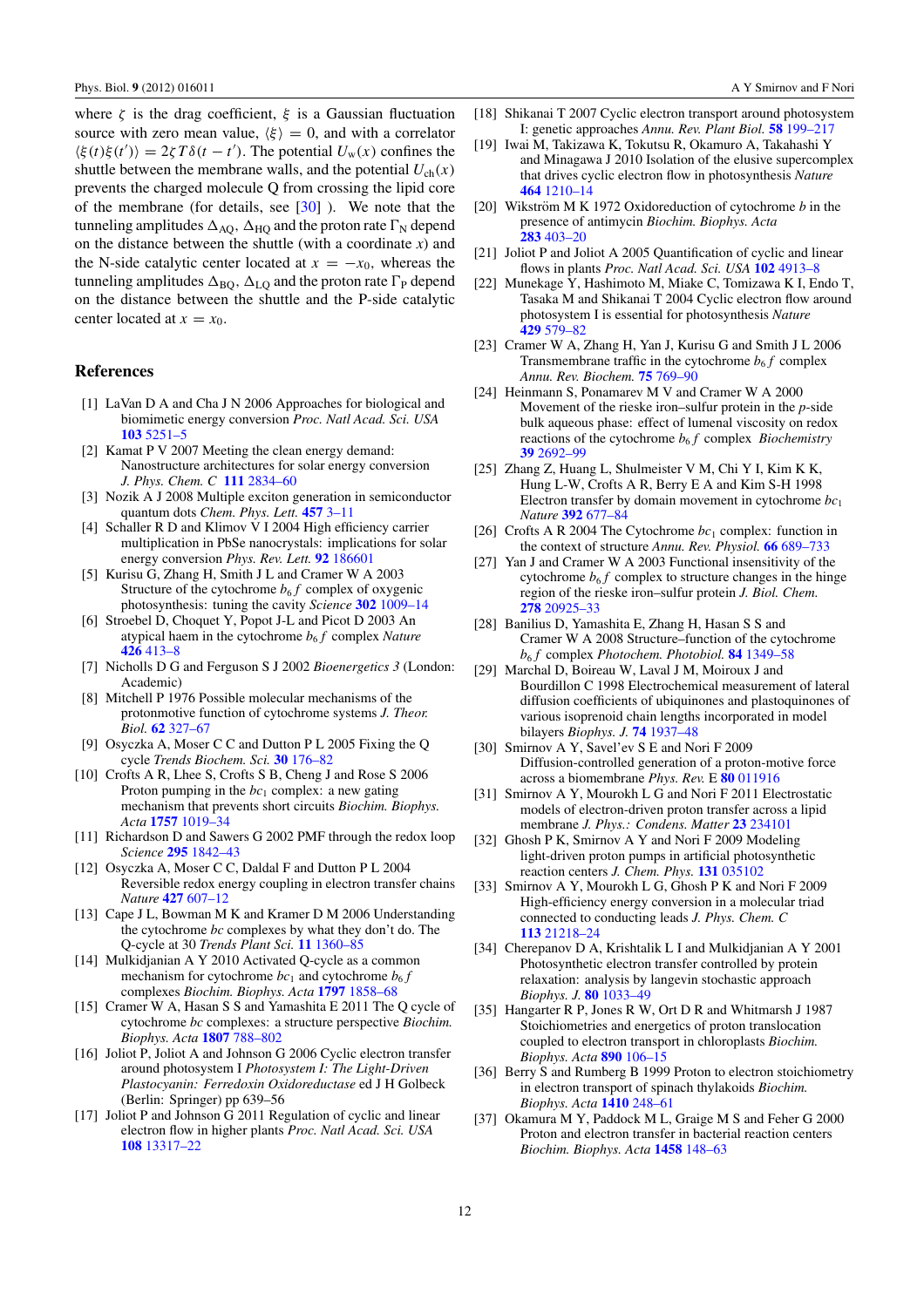where $\zeta$ is the drag coefficient, $\xi$ is a Gaussian fluctuation source with zero mean value, $\langle\xi\rangle = 0$, and with a correlator $\langle\xi(t)\xi(t')\rangle = 2\zeta T\delta(t-t')$. The potential $U_{\rm w}(x)$ confines the shuttle between the membrane walls, and the potential $U_{\rm ch}(x)$ prevents the charged molecule Q from crossing the lipid core of the membrane (for details, see [30] ). We note that the tunneling amplitudes $\Delta_{\rm AQ}$, $\Delta_{\rm HQ}$ and the proton rate $\Gamma_{\rm N}$ depend on the distance between the shuttle (with a coordinate $x$) and the N-side catalytic center located at $x = -x_0$, whereas the tunneling amplitudes $\Delta_{\rm BQ}$, $\Delta_{\rm LQ}$ and the proton rate $\Gamma_{\rm P}$ depend on the distance between the shuttle and the P-side catalytic center located at $x = x_0$.

## References

[1] LaVan D A and Cha J N 2006 Approaches for biological and biomimetic energy conversion *Proc. Natl Acad. Sci. USA* **103** 5251–5

[2] Kamat P V 2007 Meeting the clean energy demand: Nanostructure architectures for solar energy conversion *J. Phys. Chem. C* **111** 2834–60

[3] Nozik A J 2008 Multiple exciton generation in semiconductor quantum dots *Chem. Phys. Lett.* **457** 3–11

[4] Schaller R D and Klimov V I 2004 High efficiency carrier multiplication in PbSe nanocrystals: implications for solar energy conversion *Phys. Rev. Lett.* **92** 186601

[5] Kurisu G, Zhang H, Smith J L and Cramer W A 2003 Structure of the cytochrome $b_6f$ complex of oxygenic photosynthesis: tuning the cavity *Science* **302** 1009–14

[6] Stroebel D, Choquet Y, Popot J-L and Picot D 2003 An atypical haem in the cytochrome $b_6f$ complex *Nature* **426** 413–8

[7] Nicholls D G and Ferguson S J 2002 *Bioenergetics 3* (London: Academic)

[8] Mitchell P 1976 Possible molecular mechanisms of the protonmotive function of cytochrome systems *J. Theor. Biol.* **62** 327–67

[9] Osyczka A, Moser C C and Dutton P L 2005 Fixing the Q cycle *Trends Biochem. Sci.* **30** 176–82

[10] Crofts A R, Lhee S, Crofts S B, Cheng J and Rose S 2006 Proton pumping in the $bc_1$ complex: a new gating mechanism that prevents short circuits *Biochim. Biophys. Acta* **1757** 1019–34

[11] Richardson D and Sawers G 2002 PMF through the redox loop *Science* **295** 1842–43

[12] Osyczka A, Moser C C, Daldal F and Dutton P L 2004 Reversible redox energy coupling in electron transfer chains *Nature* **427** 607–12

[13] Cape J L, Bowman M K and Kramer D M 2006 Understanding the cytochrome *bc* complexes by what they don't do. The Q-cycle at 30 *Trends Plant Sci.* **11** 1360–85

[14] Mulkidjanian A Y 2010 Activated Q-cycle as a common mechanism for cytochrome $bc_1$ and cytochrome $b_6f$ complexes *Biochim. Biophys. Acta* **1797** 1858–68

[15] Cramer W A, Hasan S S and Yamashita E 2011 The Q cycle of cytochrome *bc* complexes: a structure perspective *Biochim. Biophys. Acta* **1807** 788–802

[16] Joliot P, Joliot A and Johnson G 2006 Cyclic electron transfer around photosystem I *Photosystem I: The Light-Driven Plastocyanin: Ferredoxin Oxidoreductase* ed J H Golbeck (Berlin: Springer) pp 639–56

[17] Joliot P and Johnson G 2011 Regulation of cyclic and linear electron flow in higher plants *Proc. Natl Acad. Sci. USA* **108** 13317–22

[18] Shikanai T 2007 Cyclic electron transport around photosystem I: genetic approaches *Annu. Rev. Plant Biol.* **58** 199–217

[19] Iwai M, Takizawa K, Tokutsu R, Okamuro A, Takahashi Y and Minagawa J 2010 Isolation of the elusive supercomplex that drives cyclic electron flow in photosynthesis *Nature* **464** 1210–14

[20] Wikström M K 1972 Oxidoreduction of cytochrome *b* in the presence of antimycin *Biochim. Biophys. Acta* **283** 403–20

[21] Joliot P and Joliot A 2005 Quantification of cyclic and linear flows in plants *Proc. Natl Acad. Sci. USA* **102** 4913–8

[22] Munekage Y, Hashimoto M, Miake C, Tomizawa K I, Endo T, Tasaka M and Shikanai T 2004 Cyclic electron flow around photosystem I is essential for photosynthesis *Nature* **429** 579–82

[23] Cramer W A, Zhang H, Yan J, Kurisu G and Smith J L 2006 Transmembrane traffic in the cytochrome $b_6f$ complex *Annu. Rev. Biochem.* **75** 769–90

[24] Heinmann S, Ponamarev M V and Cramer W A 2000 Movement of the rieske iron–sulfur protein in the *p*-side bulk aqueous phase: effect of lumenal viscosity on redox reactions of the cytochrome $b_6f$ complex *Biochemistry* **39** 2692–99

[25] Zhang Z, Huang L, Shulmeister V M, Chi Y I, Kim K K, Hung L-W, Crofts A R, Berry E A and Kim S-H 1998 Electron transfer by domain movement in cytochrome $bc_1$ *Nature* **392** 677–84

[26] Crofts A R 2004 The Cytochrome $bc_1$ complex: function in the context of structure *Annu. Rev. Physiol.* **66** 689–733

[27] Yan J and Cramer W A 2003 Functional insensitivity of the cytochrome $b_6f$ complex to structure changes in the hinge region of the rieske iron–sulfur protein *J. Biol. Chem.* **278** 20925–33

[28] Banilius D, Yamashita E, Zhang H, Hasan S S and Cramer W A 2008 Structure–function of the cytochrome $b_6f$ complex *Photochem. Photobiol.* **84** 1349–58

[29] Marchal D, Boireau W, Laval J M, Moiroux J and Bourdillon C 1998 Electrochemical measurement of lateral diffusion coefficients of ubiquinones and plastoquinones of various isoprenoid chain lengths incorporated in model bilayers *Biophys. J.* **74** 1937–48

[30] Smirnov A Y, Savel'ev S E and Nori F 2009 Diffusion-controlled generation of a proton-motive force across a biomembrane *Phys. Rev.* E **80** 011916

[31] Smirnov A Y, Mourokh L G and Nori F 2011 Electrostatic models of electron-driven proton transfer across a lipid membrane *J. Phys.: Condens. Matter* **23** 234101

[32] Ghosh P K, Smirnov A Y and Nori F 2009 Modeling light-driven proton pumps in artificial photosynthetic reaction centers *J. Chem. Phys.* **131** 035102

[33] Smirnov A Y, Mourokh L G, Ghosh P K and Nori F 2009 High-efficiency energy conversion in a molecular triad connected to conducting leads *J. Phys. Chem. C* **113** 21218–24

[34] Cherepanov D A, Krishtalik L I and Mulkidjanian A Y 2001 Photosynthetic electron transfer controlled by protein relaxation: analysis by langevin stochastic approach *Biophys. J.* **80** 1033–49

[35] Hangarter R P, Jones R W, Ort D R and Whitmarsh J 1987 Stoichiometries and energetics of proton translocation coupled to electron transport in chloroplasts *Biochim. Biophys. Acta* **890** 106–15

[36] Berry S and Rumberg B 1999 Proton to electron stoichiometry in electron transport of spinach thylakoids *Biochim. Biophys. Acta* **1410** 248–61

[37] Okamura M Y, Paddock M L, Graige M S and Feher G 2000 Proton and electron transfer in bacterial reaction centers *Biochim. Biophys. Acta* **1458** 148–63